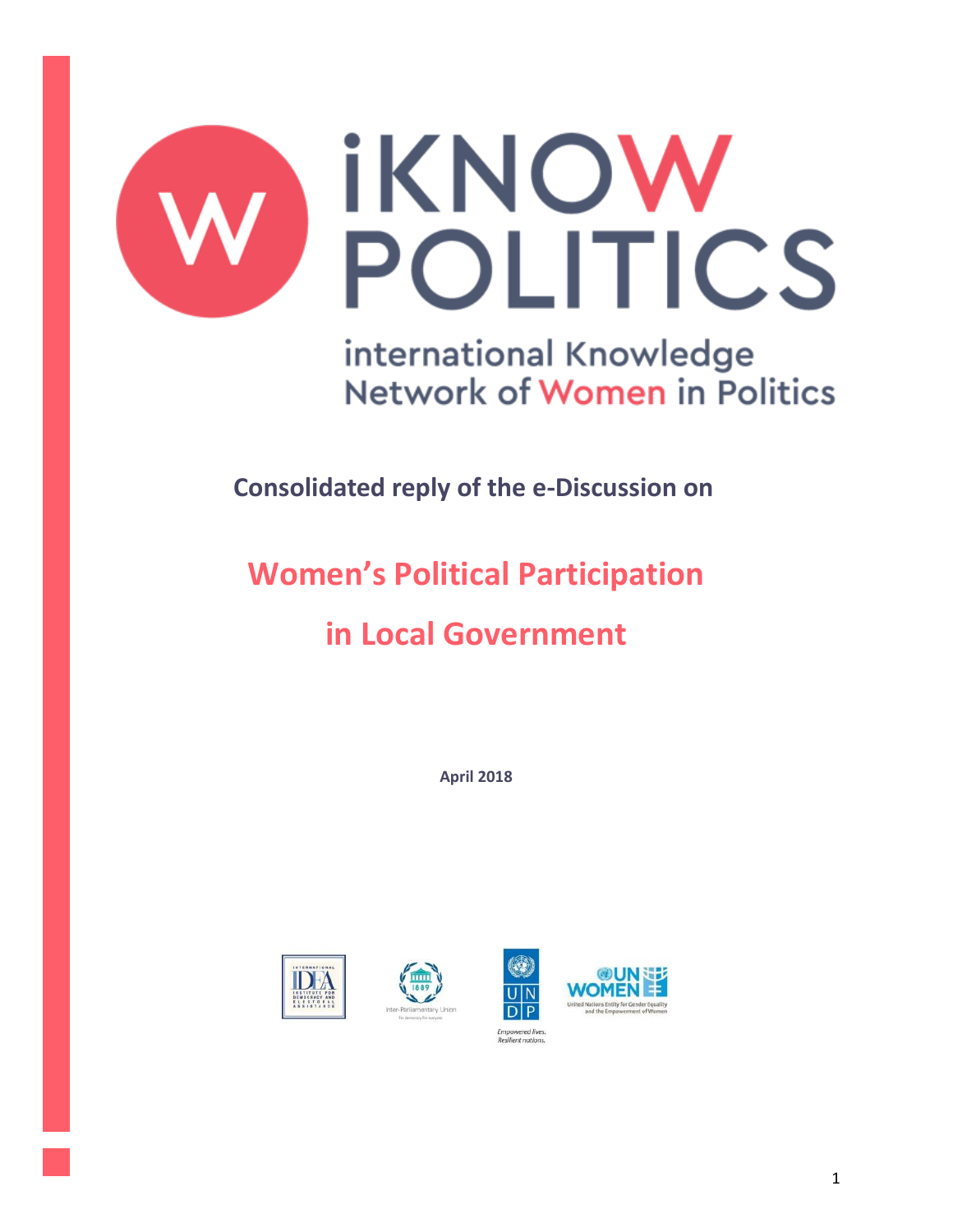# iKNOW POLITICS

international Knowledge Network of Women in Politics

**Consolidated reply of the e-Discussion on**

## Women's Political Participation in Local Government

**April 2018**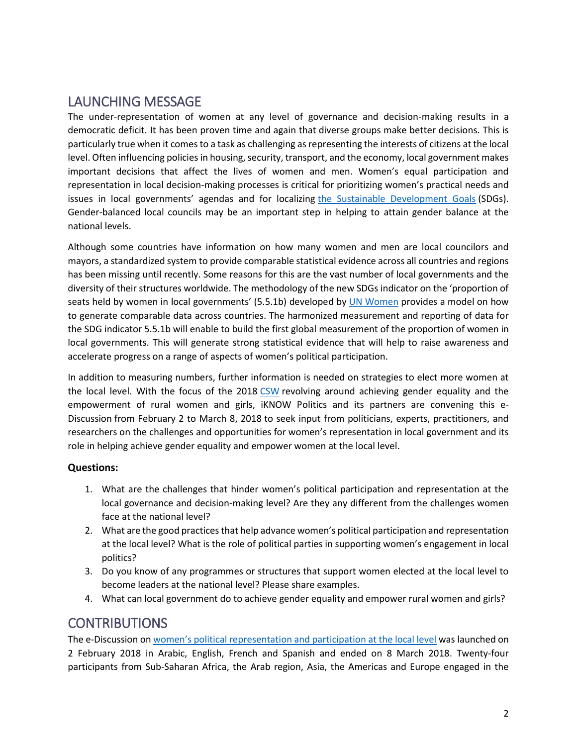## LAUNCHING MESSAGE

The under-representation of women at any level of governance and decision-making results in a democratic deficit. It has been proven time and again that diverse groups make better decisions. This is particularly true when it comes to a task as challenging as representing the interests of citizens at the local level. Often influencing policies in housing, security, transport, and the economy, local government makes important decisions that affect the lives of women and men. Women's equal participation and representation in local decision-making processes is critical for prioritizing women's practical needs and issues in local governments' agendas and for localizing the Sustainable Development Goals (SDGs). Gender-balanced local councils may be an important step in helping to attain gender balance at the national levels.

Although some countries have information on how many women and men are local councilors and mayors, a standardized system to provide comparable statistical evidence across all countries and regions has been missing until recently. Some reasons for this are the vast number of local governments and the diversity of their structures worldwide. The methodology of the new SDGs indicator on the 'proportion of seats held by women in local governments' (5.5.1b) developed by UN Women provides a model on how to generate comparable data across countries. The harmonized measurement and reporting of data for the SDG indicator 5.5.1b will enable to build the first global measurement of the proportion of women in local governments. This will generate strong statistical evidence that will help to raise awareness and accelerate progress on a range of aspects of women's political participation.

In addition to measuring numbers, further information is needed on strategies to elect more women at the local level. With the focus of the 2018 CSW revolving around achieving gender equality and the empowerment of rural women and girls, iKNOW Politics and its partners are convening this e-Discussion from February 2 to March 8, 2018 to seek input from politicians, experts, practitioners, and researchers on the challenges and opportunities for women's representation in local government and its role in helping achieve gender equality and empower women at the local level.

**Questions:**

1. What are the challenges that hinder women's political participation and representation at the local governance and decision-making level? Are they any different from the challenges women face at the national level?
2. What are the good practices that help advance women's political participation and representation at the local level? What is the role of political parties in supporting women's engagement in local politics?
3. Do you know of any programmes or structures that support women elected at the local level to become leaders at the national level? Please share examples.
4. What can local government do to achieve gender equality and empower rural women and girls?

## CONTRIBUTIONS

The e-Discussion on women's political representation and participation at the local level was launched on 2 February 2018 in Arabic, English, French and Spanish and ended on 8 March 2018. Twenty-four participants from Sub-Saharan Africa, the Arab region, Asia, the Americas and Europe engaged in the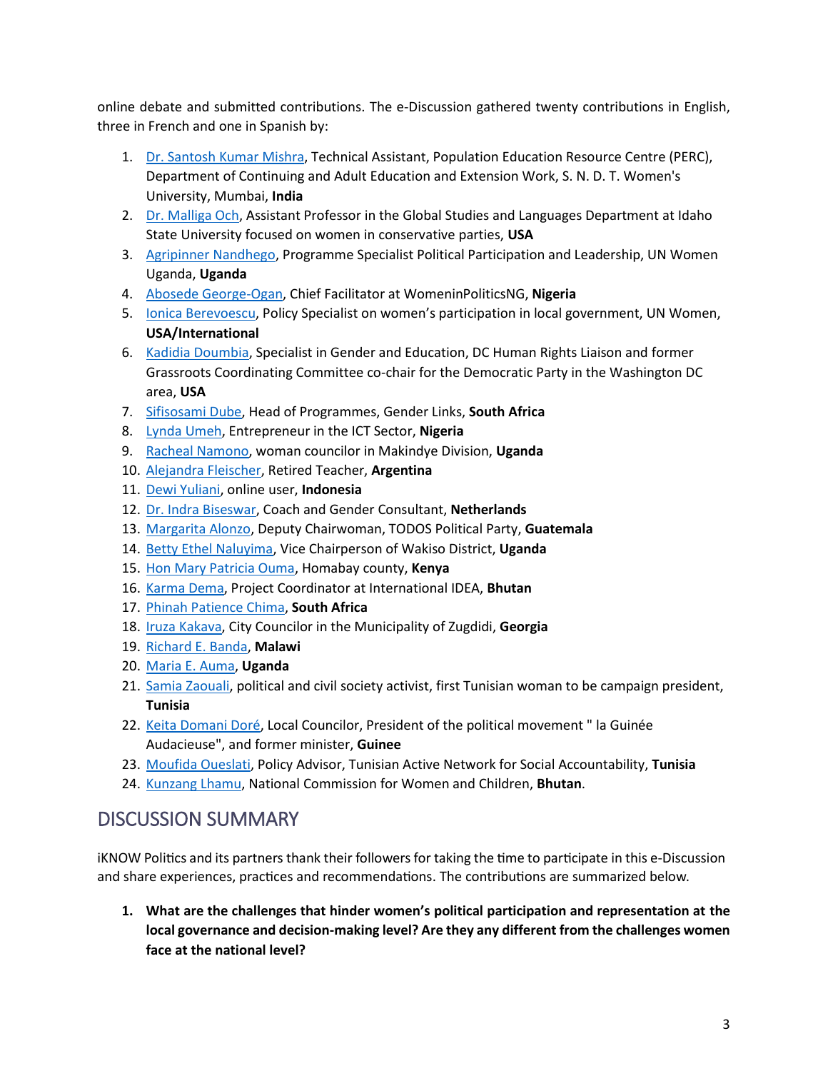online debate and submitted contributions. The e-Discussion gathered twenty contributions in English, three in French and one in Spanish by:

1. Dr. Santosh Kumar Mishra, Technical Assistant, Population Education Resource Centre (PERC), Department of Continuing and Adult Education and Extension Work, S. N. D. T. Women's University, Mumbai, **India**
2. Dr. Malliga Och, Assistant Professor in the Global Studies and Languages Department at Idaho State University focused on women in conservative parties, **USA**
3. Agripinner Nandhego, Programme Specialist Political Participation and Leadership, UN Women Uganda, **Uganda**
4. Abosede George-Ogan, Chief Facilitator at WomeninPoliticsNG, **Nigeria**
5. Ionica Berevoescu, Policy Specialist on women's participation in local government, UN Women, **USA/International**
6. Kadidia Doumbia, Specialist in Gender and Education, DC Human Rights Liaison and former Grassroots Coordinating Committee co-chair for the Democratic Party in the Washington DC area, **USA**
7. Sifisosami Dube, Head of Programmes, Gender Links, **South Africa**
8. Lynda Umeh, Entrepreneur in the ICT Sector, **Nigeria**
9. Racheal Namono, woman councilor in Makindye Division, **Uganda**
10. Alejandra Fleischer, Retired Teacher, **Argentina**
11. Dewi Yuliani, online user, **Indonesia**
12. Dr. Indra Biseswar, Coach and Gender Consultant, **Netherlands**
13. Margarita Alonzo, Deputy Chairwoman, TODOS Political Party, **Guatemala**
14. Betty Ethel Naluyima, Vice Chairperson of Wakiso District, **Uganda**
15. Hon Mary Patricia Ouma, Homabay county, **Kenya**
16. Karma Dema, Project Coordinator at International IDEA, **Bhutan**
17. Phinah Patience Chima, **South Africa**
18. Iruza Kakava, City Councilor in the Municipality of Zugdidi, **Georgia**
19. Richard E. Banda, **Malawi**
20. Maria E. Auma, **Uganda**
21. Samia Zaouali, political and civil society activist, first Tunisian woman to be campaign president, **Tunisia**
22. Keita Domani Doré, Local Councilor, President of the political movement " la Guinée Audacieuse", and former minister, **Guinee**
23. Moufida Oueslati, Policy Advisor, Tunisian Active Network for Social Accountability, **Tunisia**
24. Kunzang Lhamu, National Commission for Women and Children, **Bhutan**.

## DISCUSSION SUMMARY

iKNOW Politics and its partners thank their followers for taking the time to participate in this e-Discussion and share experiences, practices and recommendations. The contributions are summarized below.

1. **What are the challenges that hinder women's political participation and representation at the local governance and decision-making level? Are they any different from the challenges women face at the national level?**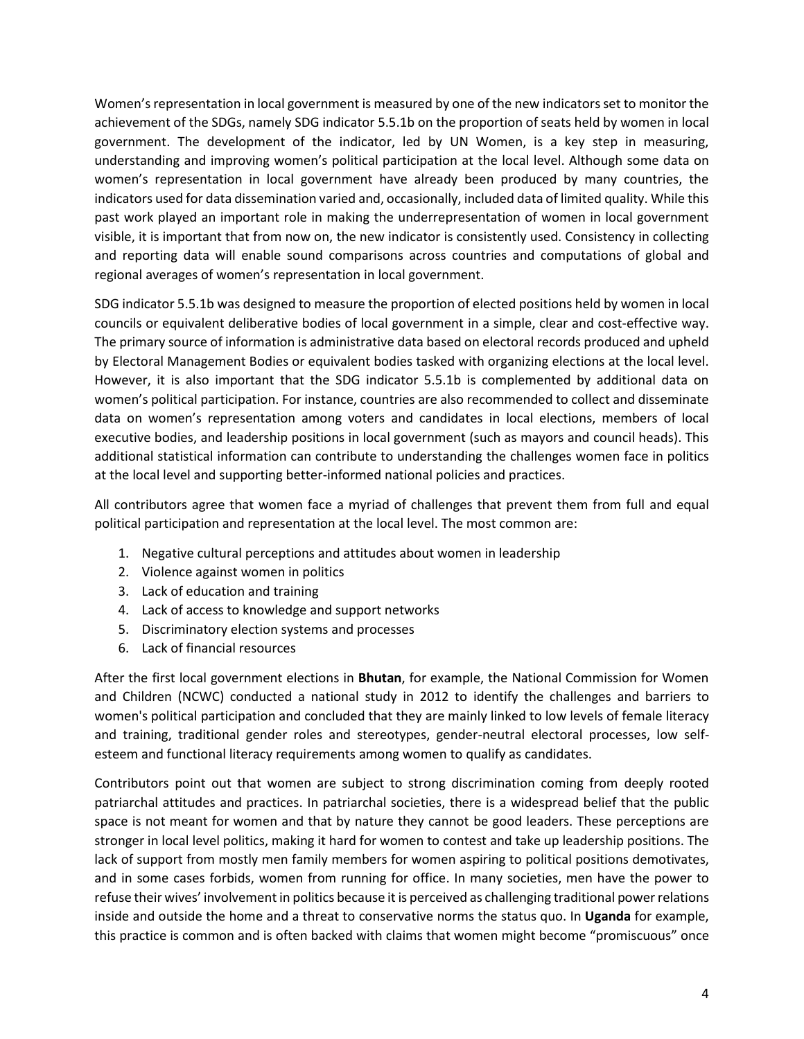Women's representation in local government is measured by one of the new indicators set to monitor the achievement of the SDGs, namely SDG indicator 5.5.1b on the proportion of seats held by women in local government. The development of the indicator, led by UN Women, is a key step in measuring, understanding and improving women's political participation at the local level. Although some data on women's representation in local government have already been produced by many countries, the indicators used for data dissemination varied and, occasionally, included data of limited quality. While this past work played an important role in making the underrepresentation of women in local government visible, it is important that from now on, the new indicator is consistently used. Consistency in collecting and reporting data will enable sound comparisons across countries and computations of global and regional averages of women's representation in local government.

SDG indicator 5.5.1b was designed to measure the proportion of elected positions held by women in local councils or equivalent deliberative bodies of local government in a simple, clear and cost-effective way. The primary source of information is administrative data based on electoral records produced and upheld by Electoral Management Bodies or equivalent bodies tasked with organizing elections at the local level. However, it is also important that the SDG indicator 5.5.1b is complemented by additional data on women's political participation. For instance, countries are also recommended to collect and disseminate data on women's representation among voters and candidates in local elections, members of local executive bodies, and leadership positions in local government (such as mayors and council heads). This additional statistical information can contribute to understanding the challenges women face in politics at the local level and supporting better-informed national policies and practices.

All contributors agree that women face a myriad of challenges that prevent them from full and equal political participation and representation at the local level. The most common are:

1. Negative cultural perceptions and attitudes about women in leadership
2. Violence against women in politics
3. Lack of education and training
4. Lack of access to knowledge and support networks
5. Discriminatory election systems and processes
6. Lack of financial resources

After the first local government elections in **Bhutan**, for example, the National Commission for Women and Children (NCWC) conducted a national study in 2012 to identify the challenges and barriers to women's political participation and concluded that they are mainly linked to low levels of female literacy and training, traditional gender roles and stereotypes, gender-neutral electoral processes, low self-esteem and functional literacy requirements among women to qualify as candidates.

Contributors point out that women are subject to strong discrimination coming from deeply rooted patriarchal attitudes and practices. In patriarchal societies, there is a widespread belief that the public space is not meant for women and that by nature they cannot be good leaders. These perceptions are stronger in local level politics, making it hard for women to contest and take up leadership positions. The lack of support from mostly men family members for women aspiring to political positions demotivates, and in some cases forbids, women from running for office. In many societies, men have the power to refuse their wives' involvement in politics because it is perceived as challenging traditional power relations inside and outside the home and a threat to conservative norms the status quo. In **Uganda** for example, this practice is common and is often backed with claims that women might become "promiscuous" once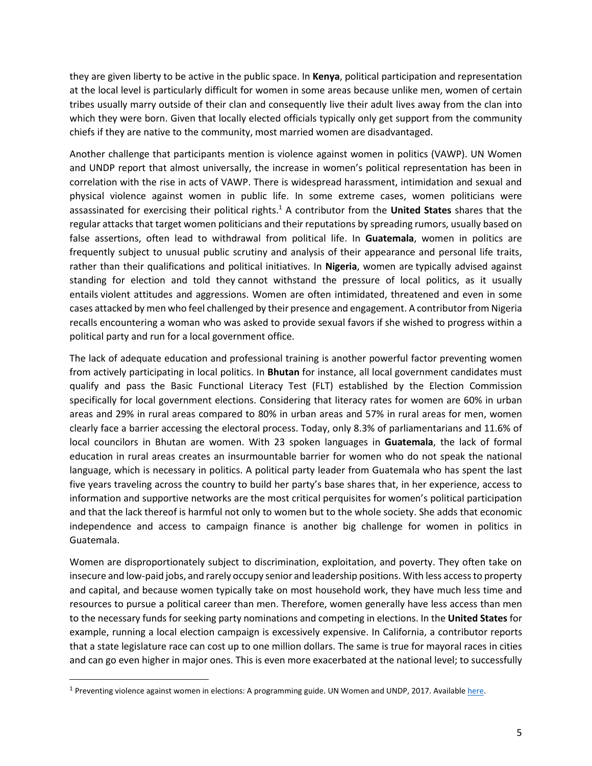they are given liberty to be active in the public space. In **Kenya**, political participation and representation at the local level is particularly difficult for women in some areas because unlike men, women of certain tribes usually marry outside of their clan and consequently live their adult lives away from the clan into which they were born. Given that locally elected officials typically only get support from the community chiefs if they are native to the community, most married women are disadvantaged.

Another challenge that participants mention is violence against women in politics (VAWP). UN Women and UNDP report that almost universally, the increase in women's political representation has been in correlation with the rise in acts of VAWP. There is widespread harassment, intimidation and sexual and physical violence against women in public life. In some extreme cases, women politicians were assassinated for exercising their political rights.[1] A contributor from the **United States** shares that the regular attacks that target women politicians and their reputations by spreading rumors, usually based on false assertions, often lead to withdrawal from political life. In **Guatemala**, women in politics are frequently subject to unusual public scrutiny and analysis of their appearance and personal life traits, rather than their qualifications and political initiatives. In **Nigeria**, women are typically advised against standing for election and told they cannot withstand the pressure of local politics, as it usually entails violent attitudes and aggressions. Women are often intimidated, threatened and even in some cases attacked by men who feel challenged by their presence and engagement. A contributor from Nigeria recalls encountering a woman who was asked to provide sexual favors if she wished to progress within a political party and run for a local government office.

The lack of adequate education and professional training is another powerful factor preventing women from actively participating in local politics. In **Bhutan** for instance, all local government candidates must qualify and pass the Basic Functional Literacy Test (FLT) established by the Election Commission specifically for local government elections. Considering that literacy rates for women are 60% in urban areas and 29% in rural areas compared to 80% in urban areas and 57% in rural areas for men, women clearly face a barrier accessing the electoral process. Today, only 8.3% of parliamentarians and 11.6% of local councilors in Bhutan are women. With 23 spoken languages in **Guatemala**, the lack of formal education in rural areas creates an insurmountable barrier for women who do not speak the national language, which is necessary in politics. A political party leader from Guatemala who has spent the last five years traveling across the country to build her party's base shares that, in her experience, access to information and supportive networks are the most critical perquisites for women's political participation and that the lack thereof is harmful not only to women but to the whole society. She adds that economic independence and access to campaign finance is another big challenge for women in politics in Guatemala.

Women are disproportionately subject to discrimination, exploitation, and poverty. They often take on insecure and low-paid jobs, and rarely occupy senior and leadership positions. With less access to property and capital, and because women typically take on most household work, they have much less time and resources to pursue a political career than men. Therefore, women generally have less access than men to the necessary funds for seeking party nominations and competing in elections. In the **United States** for example, running a local election campaign is excessively expensive. In California, a contributor reports that a state legislature race can cost up to one million dollars. The same is true for mayoral races in cities and can go even higher in major ones. This is even more exacerbated at the national level; to successfully

[1] Preventing violence against women in elections: A programming guide. UN Women and UNDP, 2017. Available here.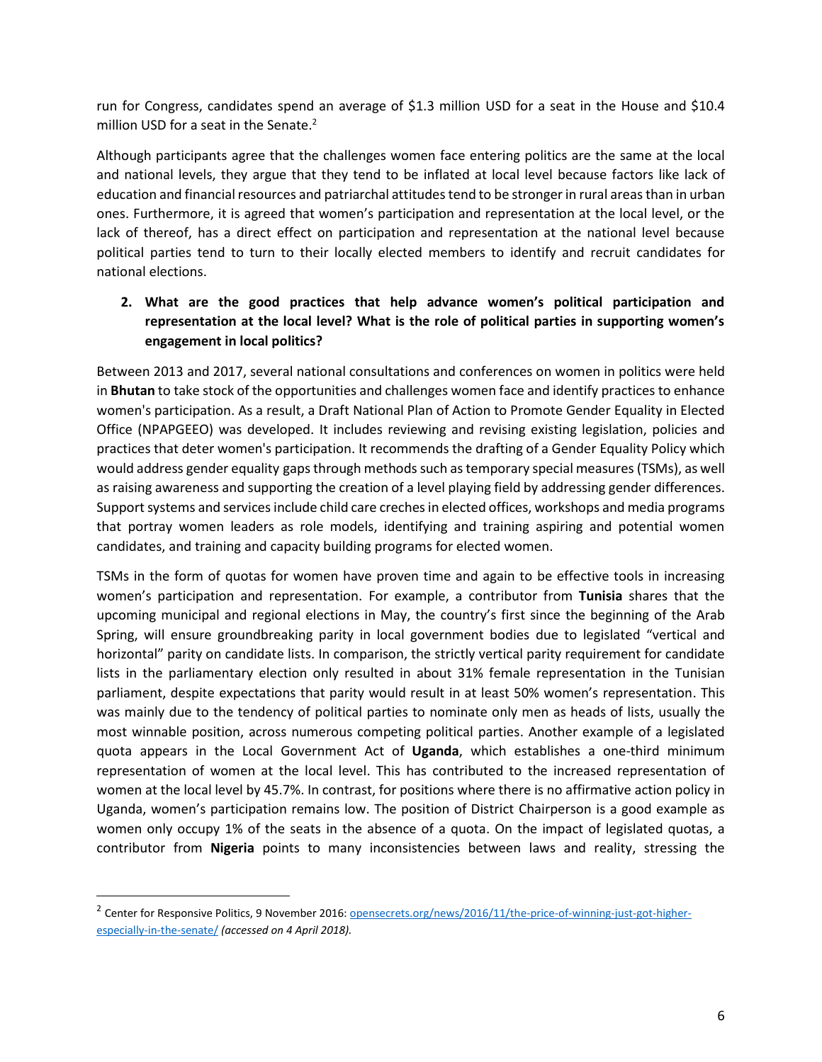run for Congress, candidates spend an average of $1.3 million USD for a seat in the House and $10.4 million USD for a seat in the Senate.[2]

Although participants agree that the challenges women face entering politics are the same at the local and national levels, they argue that they tend to be inflated at local level because factors like lack of education and financial resources and patriarchal attitudes tend to be stronger in rural areas than in urban ones. Furthermore, it is agreed that women's participation and representation at the local level, or the lack of thereof, has a direct effect on participation and representation at the national level because political parties tend to turn to their locally elected members to identify and recruit candidates for national elections.

2. **What are the good practices that help advance women's political participation and representation at the local level? What is the role of political parties in supporting women's engagement in local politics?**

Between 2013 and 2017, several national consultations and conferences on women in politics were held in **Bhutan** to take stock of the opportunities and challenges women face and identify practices to enhance women's participation. As a result, a Draft National Plan of Action to Promote Gender Equality in Elected Office (NPAPGEEO) was developed. It includes reviewing and revising existing legislation, policies and practices that deter women's participation. It recommends the drafting of a Gender Equality Policy which would address gender equality gaps through methods such as temporary special measures (TSMs), as well as raising awareness and supporting the creation of a level playing field by addressing gender differences. Support systems and services include child care creches in elected offices, workshops and media programs that portray women leaders as role models, identifying and training aspiring and potential women candidates, and training and capacity building programs for elected women.

TSMs in the form of quotas for women have proven time and again to be effective tools in increasing women's participation and representation. For example, a contributor from **Tunisia** shares that the upcoming municipal and regional elections in May, the country's first since the beginning of the Arab Spring, will ensure groundbreaking parity in local government bodies due to legislated "vertical and horizontal" parity on candidate lists. In comparison, the strictly vertical parity requirement for candidate lists in the parliamentary election only resulted in about 31% female representation in the Tunisian parliament, despite expectations that parity would result in at least 50% women's representation. This was mainly due to the tendency of political parties to nominate only men as heads of lists, usually the most winnable position, across numerous competing political parties. Another example of a legislated quota appears in the Local Government Act of **Uganda**, which establishes a one-third minimum representation of women at the local level. This has contributed to the increased representation of women at the local level by 45.7%. In contrast, for positions where there is no affirmative action policy in Uganda, women's participation remains low. The position of District Chairperson is a good example as women only occupy 1% of the seats in the absence of a quota. On the impact of legislated quotas, a contributor from **Nigeria** points to many inconsistencies between laws and reality, stressing the

---

[2] Center for Responsive Politics, 9 November 2016: opensecrets.org/news/2016/11/the-price-of-winning-just-got-higher-especially-in-the-senate/ *(accessed on 4 April 2018).*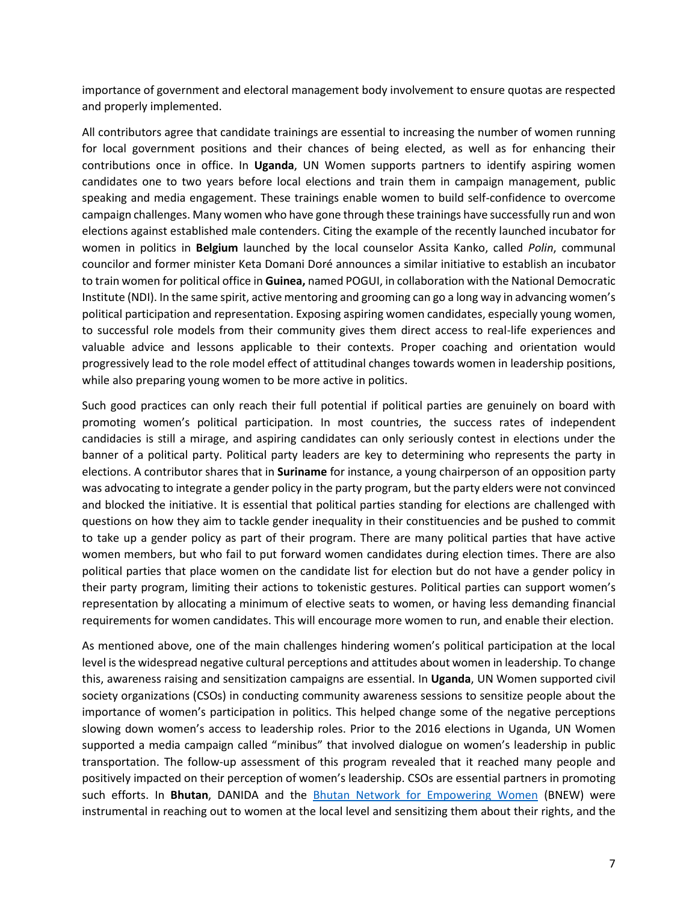importance of government and electoral management body involvement to ensure quotas are respected and properly implemented.

All contributors agree that candidate trainings are essential to increasing the number of women running for local government positions and their chances of being elected, as well as for enhancing their contributions once in office. In **Uganda**, UN Women supports partners to identify aspiring women candidates one to two years before local elections and train them in campaign management, public speaking and media engagement. These trainings enable women to build self-confidence to overcome campaign challenges. Many women who have gone through these trainings have successfully run and won elections against established male contenders. Citing the example of the recently launched incubator for women in politics in **Belgium** launched by the local counselor Assita Kanko, called *Polin*, communal councilor and former minister Keta Domani Doré announces a similar initiative to establish an incubator to train women for political office in **Guinea,** named POGUI, in collaboration with the National Democratic Institute (NDI). In the same spirit, active mentoring and grooming can go a long way in advancing women's political participation and representation. Exposing aspiring women candidates, especially young women, to successful role models from their community gives them direct access to real-life experiences and valuable advice and lessons applicable to their contexts. Proper coaching and orientation would progressively lead to the role model effect of attitudinal changes towards women in leadership positions, while also preparing young women to be more active in politics.

Such good practices can only reach their full potential if political parties are genuinely on board with promoting women's political participation. In most countries, the success rates of independent candidacies is still a mirage, and aspiring candidates can only seriously contest in elections under the banner of a political party. Political party leaders are key to determining who represents the party in elections. A contributor shares that in **Suriname** for instance, a young chairperson of an opposition party was advocating to integrate a gender policy in the party program, but the party elders were not convinced and blocked the initiative. It is essential that political parties standing for elections are challenged with questions on how they aim to tackle gender inequality in their constituencies and be pushed to commit to take up a gender policy as part of their program. There are many political parties that have active women members, but who fail to put forward women candidates during election times. There are also political parties that place women on the candidate list for election but do not have a gender policy in their party program, limiting their actions to tokenistic gestures. Political parties can support women's representation by allocating a minimum of elective seats to women, or having less demanding financial requirements for women candidates. This will encourage more women to run, and enable their election.

As mentioned above, one of the main challenges hindering women's political participation at the local level is the widespread negative cultural perceptions and attitudes about women in leadership. To change this, awareness raising and sensitization campaigns are essential. In **Uganda**, UN Women supported civil society organizations (CSOs) in conducting community awareness sessions to sensitize people about the importance of women's participation in politics. This helped change some of the negative perceptions slowing down women's access to leadership roles. Prior to the 2016 elections in Uganda, UN Women supported a media campaign called "minibus" that involved dialogue on women's leadership in public transportation. The follow-up assessment of this program revealed that it reached many people and positively impacted on their perception of women's leadership. CSOs are essential partners in promoting such efforts. In **Bhutan**, DANIDA and the Bhutan Network for Empowering Women (BNEW) were instrumental in reaching out to women at the local level and sensitizing them about their rights, and the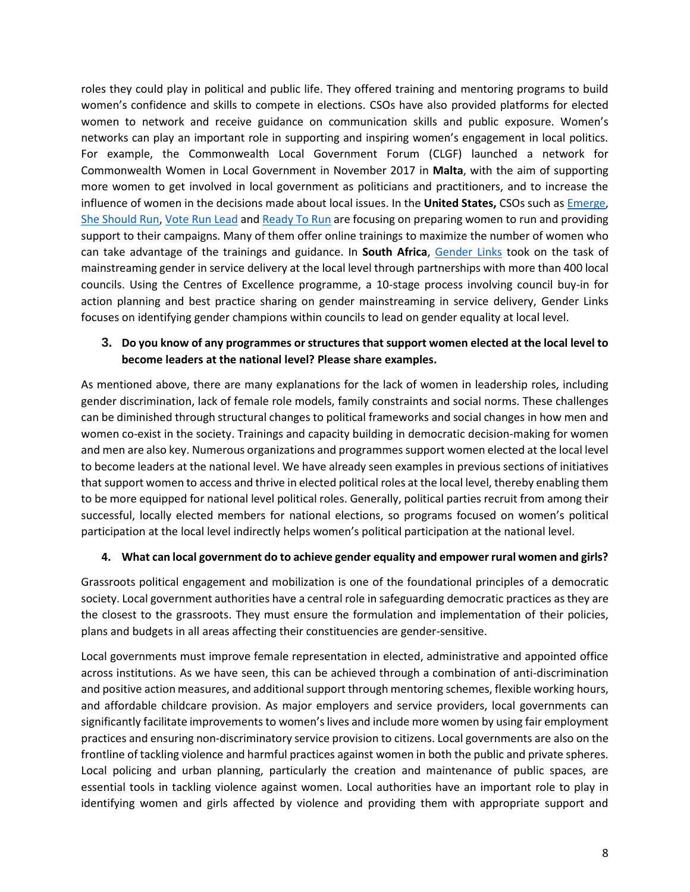roles they could play in political and public life. They offered training and mentoring programs to build women's confidence and skills to compete in elections. CSOs have also provided platforms for elected women to network and receive guidance on communication skills and public exposure. Women's networks can play an important role in supporting and inspiring women's engagement in local politics. For example, the Commonwealth Local Government Forum (CLGF) launched a network for Commonwealth Women in Local Government in November 2017 in **Malta**, with the aim of supporting more women to get involved in local government as politicians and practitioners, and to increase the influence of women in the decisions made about local issues. In the **United States,** CSOs such as Emerge, She Should Run, Vote Run Lead and Ready To Run are focusing on preparing women to run and providing support to their campaigns. Many of them offer online trainings to maximize the number of women who can take advantage of the trainings and guidance. In **South Africa**, Gender Links took on the task of mainstreaming gender in service delivery at the local level through partnerships with more than 400 local councils. Using the Centres of Excellence programme, a 10-stage process involving council buy-in for action planning and best practice sharing on gender mainstreaming in service delivery, Gender Links focuses on identifying gender champions within councils to lead on gender equality at local level.

**3. Do you know of any programmes or structures that support women elected at the local level to become leaders at the national level? Please share examples.**

As mentioned above, there are many explanations for the lack of women in leadership roles, including gender discrimination, lack of female role models, family constraints and social norms. These challenges can be diminished through structural changes to political frameworks and social changes in how men and women co-exist in the society. Trainings and capacity building in democratic decision-making for women and men are also key. Numerous organizations and programmes support women elected at the local level to become leaders at the national level. We have already seen examples in previous sections of initiatives that support women to access and thrive in elected political roles at the local level, thereby enabling them to be more equipped for national level political roles. Generally, political parties recruit from among their successful, locally elected members for national elections, so programs focused on women's political participation at the local level indirectly helps women's political participation at the national level.

**4. What can local government do to achieve gender equality and empower rural women and girls?**

Grassroots political engagement and mobilization is one of the foundational principles of a democratic society. Local government authorities have a central role in safeguarding democratic practices as they are the closest to the grassroots. They must ensure the formulation and implementation of their policies, plans and budgets in all areas affecting their constituencies are gender-sensitive.

Local governments must improve female representation in elected, administrative and appointed office across institutions. As we have seen, this can be achieved through a combination of anti-discrimination and positive action measures, and additional support through mentoring schemes, flexible working hours, and affordable childcare provision. As major employers and service providers, local governments can significantly facilitate improvements to women's lives and include more women by using fair employment practices and ensuring non-discriminatory service provision to citizens. Local governments are also on the frontline of tackling violence and harmful practices against women in both the public and private spheres. Local policing and urban planning, particularly the creation and maintenance of public spaces, are essential tools in tackling violence against women. Local authorities have an important role to play in identifying women and girls affected by violence and providing them with appropriate support and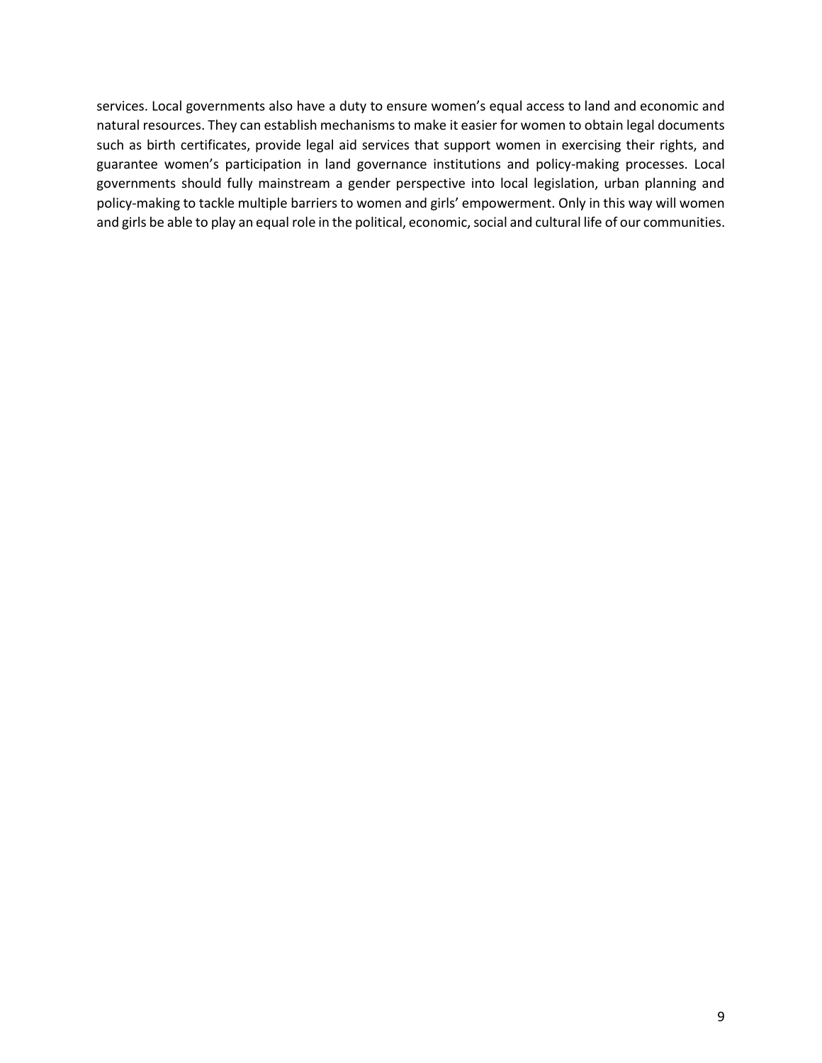services. Local governments also have a duty to ensure women's equal access to land and economic and natural resources. They can establish mechanisms to make it easier for women to obtain legal documents such as birth certificates, provide legal aid services that support women in exercising their rights, and guarantee women's participation in land governance institutions and policy-making processes. Local governments should fully mainstream a gender perspective into local legislation, urban planning and policy-making to tackle multiple barriers to women and girls' empowerment. Only in this way will women and girls be able to play an equal role in the political, economic, social and cultural life of our communities.